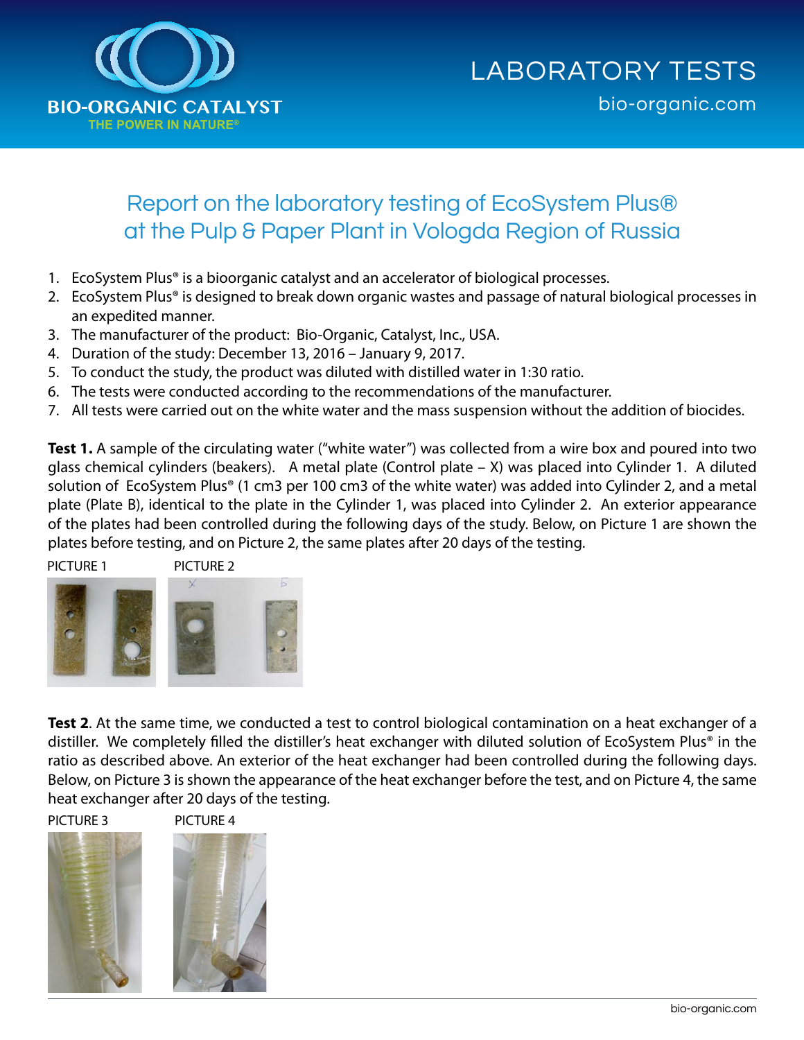# LABORATORY TESTS

## Report on the laboratory testing of EcoSystem Plus® at the Pulp & Paper Plant in Vologda Region of Russia

1. EcoSystem Plus® is a bioorganic catalyst and an accelerator of biological processes.
2. EcoSystem Plus® is designed to break down organic wastes and passage of natural biological processes in an expedited manner.
3. The manufacturer of the product: Bio-Organic, Catalyst, Inc., USA.
4. Duration of the study: December 13, 2016 – January 9, 2017.
5. To conduct the study, the product was diluted with distilled water in 1:30 ratio.
6. The tests were conducted according to the recommendations of the manufacturer.
7. All tests were carried out on the white water and the mass suspension without the addition of biocides.

**Test 1.** A sample of the circulating water ("white water") was collected from a wire box and poured into two glass chemical cylinders (beakers). A metal plate (Control plate – X) was placed into Cylinder 1. A diluted solution of EcoSystem Plus® (1 cm3 per 100 cm3 of the white water) was added into Cylinder 2, and a metal plate (Plate B), identical to the plate in the Cylinder 1, was placed into Cylinder 2. An exterior appearance of the plates had been controlled during the following days of the study. Below, on Picture 1 are shown the plates before testing, and on Picture 2, the same plates after 20 days of the testing.

PICTURE 1

PICTURE 2

**Test 2**. At the same time, we conducted a test to control biological contamination on a heat exchanger of a distiller. We completely filled the distiller's heat exchanger with diluted solution of EcoSystem Plus® in the ratio as described above. An exterior of the heat exchanger had been controlled during the following days. Below, on Picture 3 is shown the appearance of the heat exchanger before the test, and on Picture 4, the same heat exchanger after 20 days of the testing.

PICTURE 3

PICTURE 4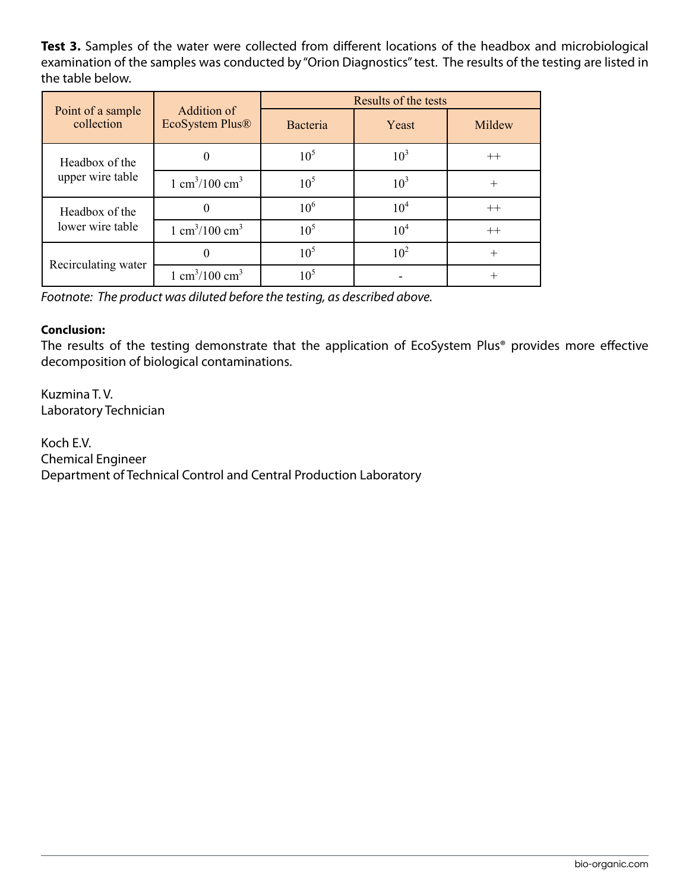**Test 3.** Samples of the water were collected from different locations of the headbox and microbiological examination of the samples was conducted by "Orion Diagnostics" test. The results of the testing are listed in the table below.

| Point of a sample collection | Addition of EcoSystem Plus® | Results of the tests | | |
|---|---|---|---|---|
| | | Bacteria | Yeast | Mildew |
| Headbox of the upper wire table | 0 | $10^5$ | $10^3$ | ++ |
| | 1 $cm^3$/100 $cm^3$ | $10^5$ | $10^3$ | + |
| Headbox of the lower wire table | 0 | $10^6$ | $10^4$ | ++ |
| | 1 $cm^3$/100 $cm^3$ | $10^5$ | $10^4$ | ++ |
| Recirculating water | 0 | $10^5$ | $10^2$ | + |
| | 1 $cm^3$/100 $cm^3$ | $10^5$ | - | + |

*Footnote: The product was diluted before the testing, as described above.*

**Conclusion:**

The results of the testing demonstrate that the application of EcoSystem Plus® provides more effective decomposition of biological contaminations.

Kuzmina T. V.
Laboratory Technician

Koch E.V.
Chemical Engineer
Department of Technical Control and Central Production Laboratory